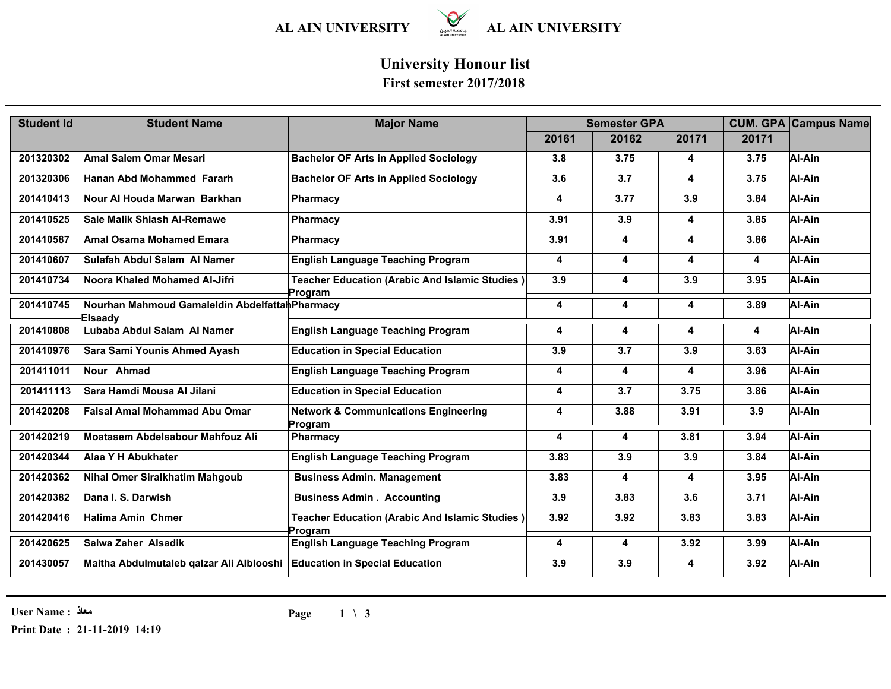AL AIN UNIVERSITY AL AIN UNIVERSITY

# University Honour list

## First semester 2017/2018

| Student Id | Student Name | Major Name | Semester GPA | | | CUM. GPA | Campus Name |
|---|---|---|---|---|---|---|---|
| | | | 20161 | 20162 | 20171 | 20171 | |
| 201320302 | Amal Salem Omar Mesari | Bachelor OF Arts in Applied Sociology | 3.8 | 3.75 | 4 | 3.75 | Al-Ain |
| 201320306 | Hanan Abd Mohammed Fararh | Bachelor OF Arts in Applied Sociology | 3.6 | 3.7 | 4 | 3.75 | Al-Ain |
| 201410413 | Nour Al Houda Marwan Barkhan | Pharmacy | 4 | 3.77 | 3.9 | 3.84 | Al-Ain |
| 201410525 | Sale Malik Shlash Al-Remawe | Pharmacy | 3.91 | 3.9 | 4 | 3.85 | Al-Ain |
| 201410587 | Amal Osama Mohamed Emara | Pharmacy | 3.91 | 4 | 4 | 3.86 | Al-Ain |
| 201410607 | Sulafah Abdul Salam Al Namer | English Language Teaching Program | 4 | 4 | 4 | 4 | Al-Ain |
| 201410734 | Noora Khaled Mohamed Al-Jifri | Teacher Education (Arabic And Islamic Studies ) Program | 3.9 | 4 | 3.9 | 3.95 | Al-Ain |
| 201410745 | Nourhan Mahmoud Gamaleldin Abdelfattah Elsaady | Pharmacy | 4 | 4 | 4 | 3.89 | Al-Ain |
| 201410808 | Lubaba Abdul Salam Al Namer | English Language Teaching Program | 4 | 4 | 4 | 4 | Al-Ain |
| 201410976 | Sara Sami Younis Ahmed Ayash | Education in Special Education | 3.9 | 3.7 | 3.9 | 3.63 | Al-Ain |
| 201411011 | Nour Ahmad | English Language Teaching Program | 4 | 4 | 4 | 3.96 | Al-Ain |
| 201411113 | Sara Hamdi Mousa Al Jilani | Education in Special Education | 4 | 3.7 | 3.75 | 3.86 | Al-Ain |
| 201420208 | Faisal Amal Mohammad Abu Omar | Network & Communications Engineering Program | 4 | 3.88 | 3.91 | 3.9 | Al-Ain |
| 201420219 | Moatasem Abdelsabour Mahfouz Ali | Pharmacy | 4 | 4 | 3.81 | 3.94 | Al-Ain |
| 201420344 | Alaa Y H Abukhater | English Language Teaching Program | 3.83 | 3.9 | 3.9 | 3.84 | Al-Ain |
| 201420362 | Nihal Omer Siralkhatim Mahgoub | Business Admin. Management | 3.83 | 4 | 4 | 3.95 | Al-Ain |
| 201420382 | Dana I. S. Darwish | Business Admin . Accounting | 3.9 | 3.83 | 3.6 | 3.71 | Al-Ain |
| 201420416 | Halima Amin Chmer | Teacher Education (Arabic And Islamic Studies ) Program | 3.92 | 3.92 | 3.83 | 3.83 | Al-Ain |
| 201420625 | Salwa Zaher Alsadik | English Language Teaching Program | 4 | 4 | 3.92 | 3.99 | Al-Ain |
| 201430057 | Maitha Abdulmutaleb qalzar Ali Alblooshi | Education in Special Education | 3.9 | 3.9 | 4 | 3.92 | Al-Ain |

User Name : معاذ

Print Date : 21-11-2019 14:19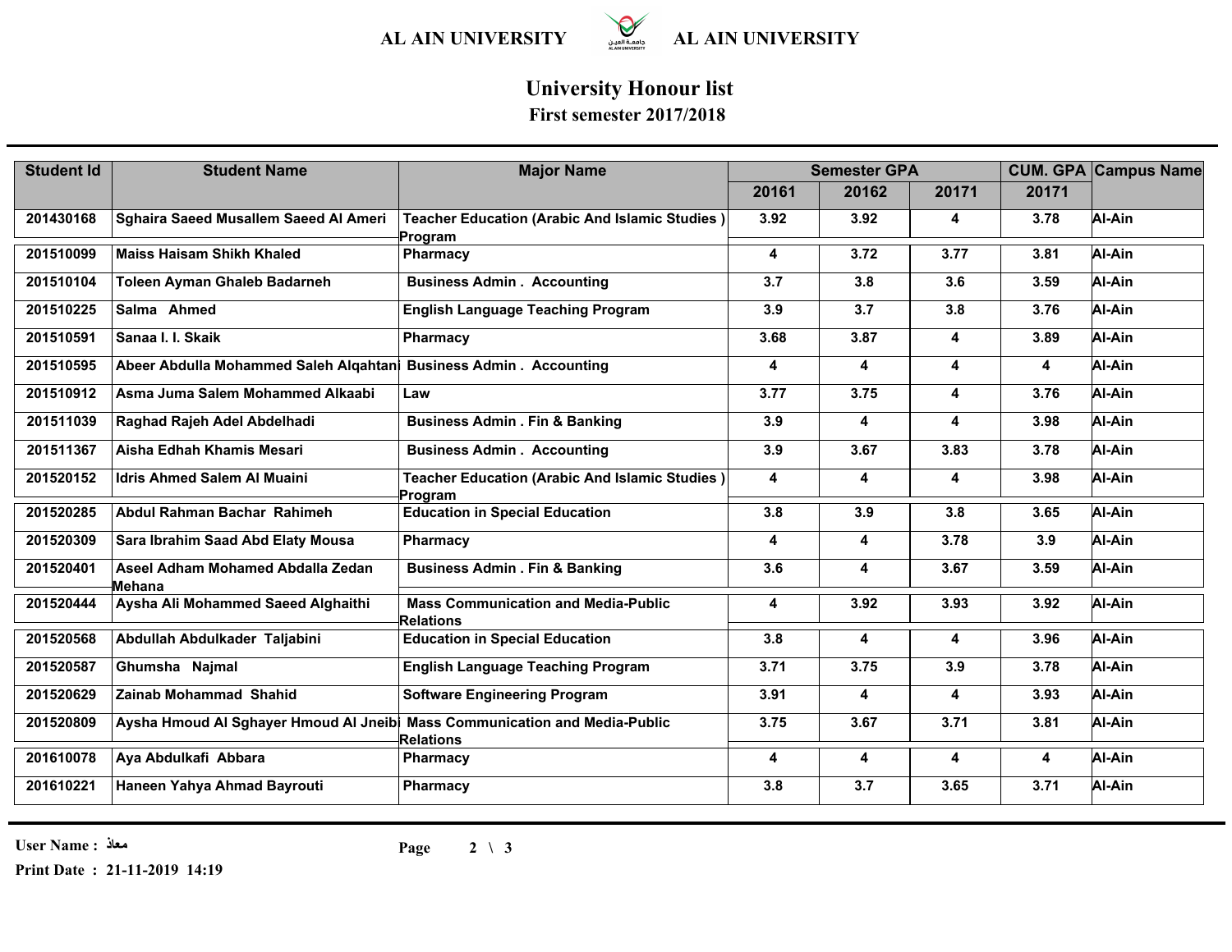# AL AIN UNIVERSITY

## University Honour list

### First semester 2017/2018

| Student Id | Student Name | Major Name | Semester GPA | | | CUM. GPA | Campus Name |
|---|---|---|---|---|---|---|---|
| | | | 20161 | 20162 | 20171 | 20171 | |
| 201430168 | Sghaira Saeed Musallem Saeed Al Ameri | Teacher Education (Arabic And Islamic Studies ) Program | 3.92 | 3.92 | 4 | 3.78 | Al-Ain |
| 201510099 | Maiss Haisam Shikh Khaled | Pharmacy | 4 | 3.72 | 3.77 | 3.81 | Al-Ain |
| 201510104 | Toleen Ayman Ghaleb Badarneh | Business Admin . Accounting | 3.7 | 3.8 | 3.6 | 3.59 | Al-Ain |
| 201510225 | Salma Ahmed | English Language Teaching Program | 3.9 | 3.7 | 3.8 | 3.76 | Al-Ain |
| 201510591 | Sanaa I. I. Skaik | Pharmacy | 3.68 | 3.87 | 4 | 3.89 | Al-Ain |
| 201510595 | Abeer Abdulla Mohammed Saleh Alqahtani | Business Admin . Accounting | 4 | 4 | 4 | 4 | Al-Ain |
| 201510912 | Asma Juma Salem Mohammed Alkaabi | Law | 3.77 | 3.75 | 4 | 3.76 | Al-Ain |
| 201511039 | Raghad Rajeh Adel Abdelhadi | Business Admin . Fin & Banking | 3.9 | 4 | 4 | 3.98 | Al-Ain |
| 201511367 | Aisha Edhah Khamis Mesari | Business Admin . Accounting | 3.9 | 3.67 | 3.83 | 3.78 | Al-Ain |
| 201520152 | Idris Ahmed Salem Al Muaini | Teacher Education (Arabic And Islamic Studies ) Program | 4 | 4 | 4 | 3.98 | Al-Ain |
| 201520285 | Abdul Rahman Bachar Rahimeh | Education in Special Education | 3.8 | 3.9 | 3.8 | 3.65 | Al-Ain |
| 201520309 | Sara Ibrahim Saad Abd Elaty Mousa | Pharmacy | 4 | 4 | 3.78 | 3.9 | Al-Ain |
| 201520401 | Aseel Adham Mohamed Abdalla Zedan Mehana | Business Admin . Fin & Banking | 3.6 | 4 | 3.67 | 3.59 | Al-Ain |
| 201520444 | Aysha Ali Mohammed Saeed Alghaithi | Mass Communication and Media-Public Relations | 4 | 3.92 | 3.93 | 3.92 | Al-Ain |
| 201520568 | Abdullah Abdulkader Taljabini | Education in Special Education | 3.8 | 4 | 4 | 3.96 | Al-Ain |
| 201520587 | Ghumsha Najmal | English Language Teaching Program | 3.71 | 3.75 | 3.9 | 3.78 | Al-Ain |
| 201520629 | Zainab Mohammad Shahid | Software Engineering Program | 3.91 | 4 | 4 | 3.93 | Al-Ain |
| 201520809 | Aysha Hmoud Al Sghayer Hmoud Al Jneibi | Mass Communication and Media-Public Relations | 3.75 | 3.67 | 3.71 | 3.81 | Al-Ain |
| 201610078 | Aya Abdulkafi Abbara | Pharmacy | 4 | 4 | 4 | 4 | Al-Ain |
| 201610221 | Haneen Yahya Ahmad Bayrouti | Pharmacy | 3.8 | 3.7 | 3.65 | 3.71 | Al-Ain |

User Name : معاذ

Print Date : 21-11-2019 14:19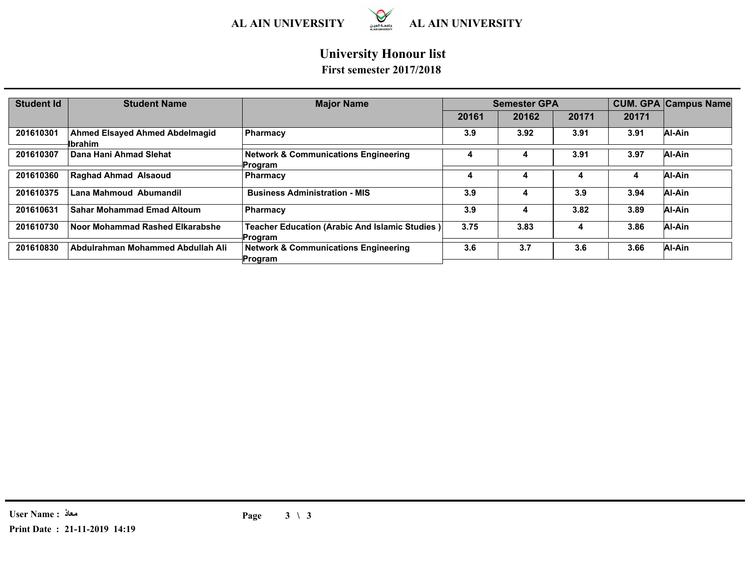AL AIN UNIVERSITY AL AIN UNIVERSITY

# University Honour list

## First semester 2017/2018

| Student Id | Student Name | Major Name | Semester GPA | | | CUM. GPA | Campus Name |
|---|---|---|---|---|---|---|---|
| | | | 20161 | 20162 | 20171 | 20171 | |
| 201610301 | Ahmed Elsayed Ahmed Abdelmagid Ibrahim | Pharmacy | 3.9 | 3.92 | 3.91 | 3.91 | Al-Ain |
| 201610307 | Dana Hani Ahmad Slehat | Network & Communications Engineering Program | 4 | 4 | 3.91 | 3.97 | Al-Ain |
| 201610360 | Raghad Ahmad Alsaoud | Pharmacy | 4 | 4 | 4 | 4 | Al-Ain |
| 201610375 | Lana Mahmoud Abumandil | Business Administration - MIS | 3.9 | 4 | 3.9 | 3.94 | Al-Ain |
| 201610631 | Sahar Mohammad Emad Altoum | Pharmacy | 3.9 | 4 | 3.82 | 3.89 | Al-Ain |
| 201610730 | Noor Mohammad Rashed Elkarabshe | Teacher Education (Arabic And Islamic Studies ) Program | 3.75 | 3.83 | 4 | 3.86 | Al-Ain |
| 201610830 | Abdulrahman Mohammed Abdullah Ali | Network & Communications Engineering Program | 3.6 | 3.7 | 3.6 | 3.66 | Al-Ain |

User Name : معاذ

Print Date : 21-11-2019 14:19